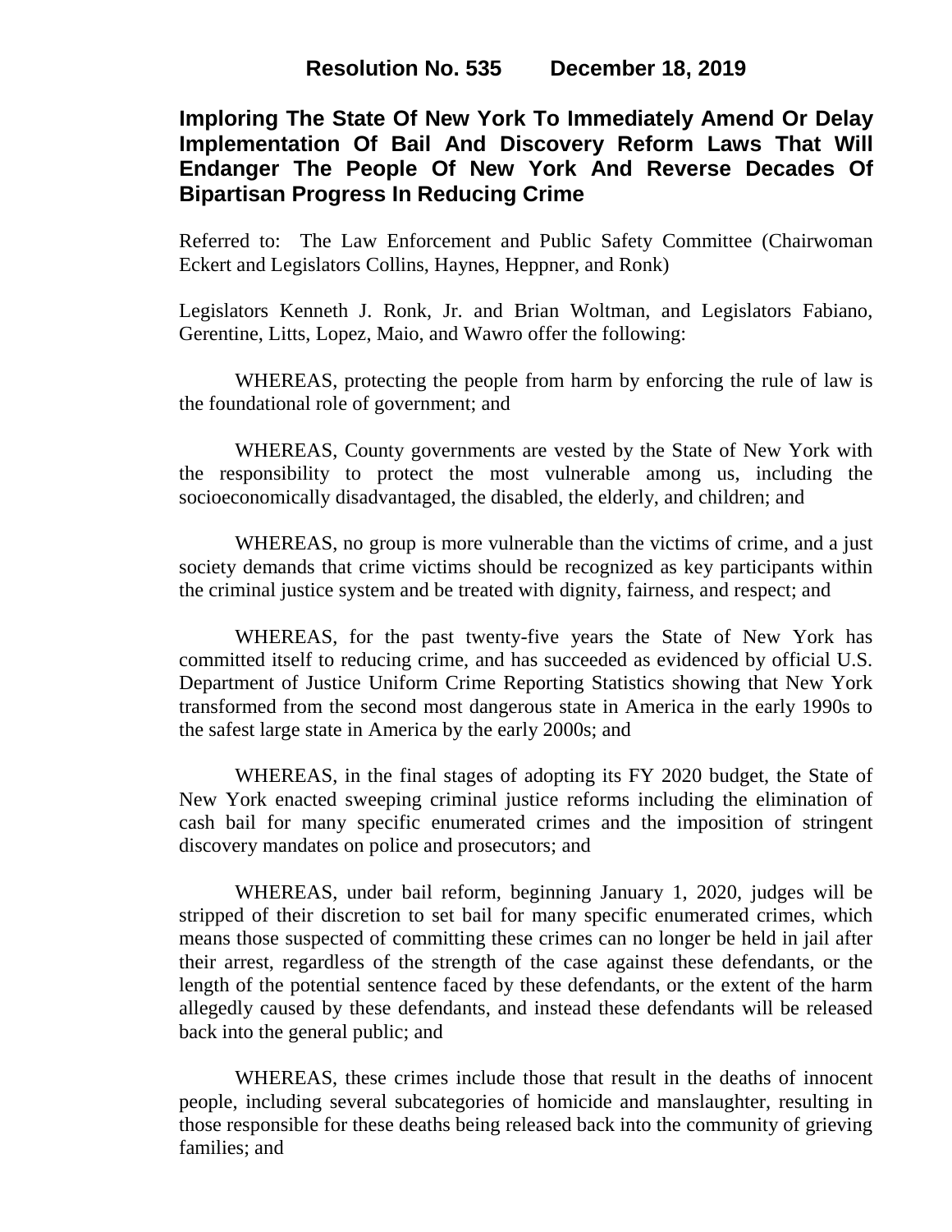**Resolution No. 535 December 18, 2019**

## Imploring The State Of New York To Immediately Amend Or Delay Implementation Of Bail And Discovery Reform Laws That Will Endanger The People Of New York And Reverse Decades Of Bipartisan Progress In Reducing Crime

Referred to: The Law Enforcement and Public Safety Committee (Chairwoman Eckert and Legislators Collins, Haynes, Heppner, and Ronk)

Legislators Kenneth J. Ronk, Jr. and Brian Woltman, and Legislators Fabiano, Gerentine, Litts, Lopez, Maio, and Wawro offer the following:

WHEREAS, protecting the people from harm by enforcing the rule of law is the foundational role of government; and

WHEREAS, County governments are vested by the State of New York with the responsibility to protect the most vulnerable among us, including the socioeconomically disadvantaged, the disabled, the elderly, and children; and

WHEREAS, no group is more vulnerable than the victims of crime, and a just society demands that crime victims should be recognized as key participants within the criminal justice system and be treated with dignity, fairness, and respect; and

WHEREAS, for the past twenty-five years the State of New York has committed itself to reducing crime, and has succeeded as evidenced by official U.S. Department of Justice Uniform Crime Reporting Statistics showing that New York transformed from the second most dangerous state in America in the early 1990s to the safest large state in America by the early 2000s; and

WHEREAS, in the final stages of adopting its FY 2020 budget, the State of New York enacted sweeping criminal justice reforms including the elimination of cash bail for many specific enumerated crimes and the imposition of stringent discovery mandates on police and prosecutors; and

WHEREAS, under bail reform, beginning January 1, 2020, judges will be stripped of their discretion to set bail for many specific enumerated crimes, which means those suspected of committing these crimes can no longer be held in jail after their arrest, regardless of the strength of the case against these defendants, or the length of the potential sentence faced by these defendants, or the extent of the harm allegedly caused by these defendants, and instead these defendants will be released back into the general public; and

WHEREAS, these crimes include those that result in the deaths of innocent people, including several subcategories of homicide and manslaughter, resulting in those responsible for these deaths being released back into the community of grieving families; and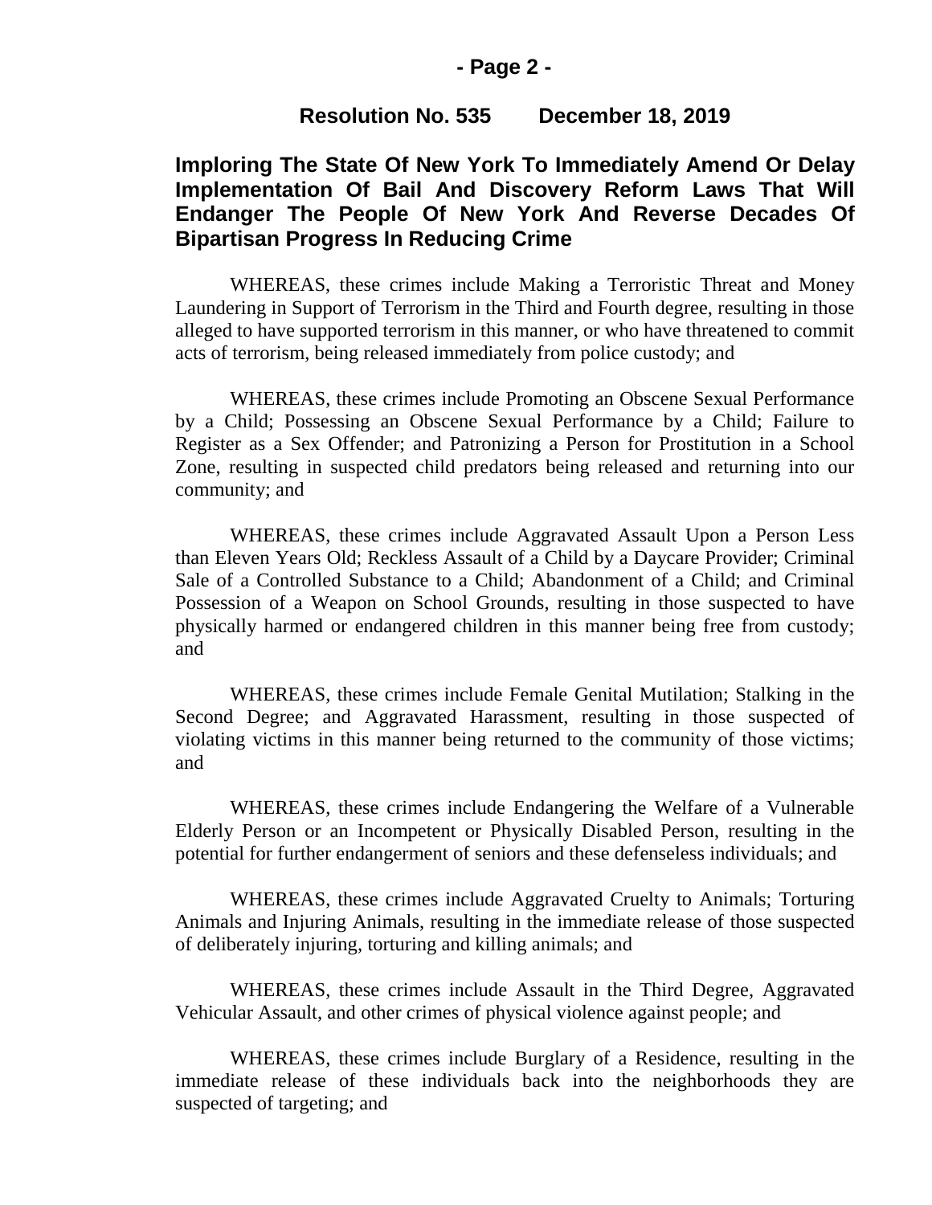**Resolution No. 535 December 18, 2019**

## Imploring The State Of New York To Immediately Amend Or Delay Implementation Of Bail And Discovery Reform Laws That Will Endanger The People Of New York And Reverse Decades Of Bipartisan Progress In Reducing Crime

WHEREAS, these crimes include Making a Terroristic Threat and Money Laundering in Support of Terrorism in the Third and Fourth degree, resulting in those alleged to have supported terrorism in this manner, or who have threatened to commit acts of terrorism, being released immediately from police custody; and

WHEREAS, these crimes include Promoting an Obscene Sexual Performance by a Child; Possessing an Obscene Sexual Performance by a Child; Failure to Register as a Sex Offender; and Patronizing a Person for Prostitution in a School Zone, resulting in suspected child predators being released and returning into our community; and

WHEREAS, these crimes include Aggravated Assault Upon a Person Less than Eleven Years Old; Reckless Assault of a Child by a Daycare Provider; Criminal Sale of a Controlled Substance to a Child; Abandonment of a Child; and Criminal Possession of a Weapon on School Grounds, resulting in those suspected to have physically harmed or endangered children in this manner being free from custody; and

WHEREAS, these crimes include Female Genital Mutilation; Stalking in the Second Degree; and Aggravated Harassment, resulting in those suspected of violating victims in this manner being returned to the community of those victims; and

WHEREAS, these crimes include Endangering the Welfare of a Vulnerable Elderly Person or an Incompetent or Physically Disabled Person, resulting in the potential for further endangerment of seniors and these defenseless individuals; and

WHEREAS, these crimes include Aggravated Cruelty to Animals; Torturing Animals and Injuring Animals, resulting in the immediate release of those suspected of deliberately injuring, torturing and killing animals; and

WHEREAS, these crimes include Assault in the Third Degree, Aggravated Vehicular Assault, and other crimes of physical violence against people; and

WHEREAS, these crimes include Burglary of a Residence, resulting in the immediate release of these individuals back into the neighborhoods they are suspected of targeting; and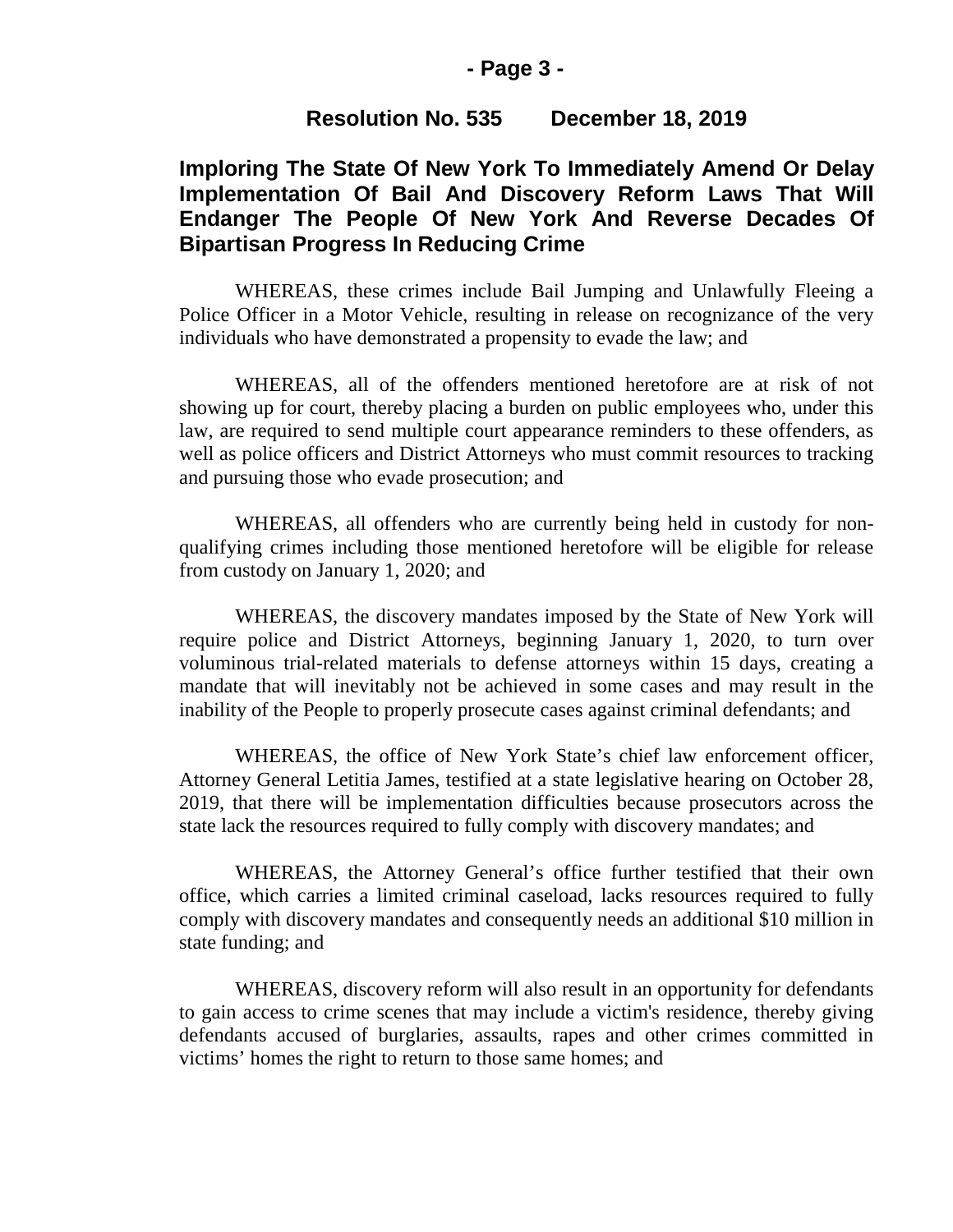**Resolution No. 535 December 18, 2019**

## Imploring The State Of New York To Immediately Amend Or Delay Implementation Of Bail And Discovery Reform Laws That Will Endanger The People Of New York And Reverse Decades Of Bipartisan Progress In Reducing Crime

WHEREAS, these crimes include Bail Jumping and Unlawfully Fleeing a Police Officer in a Motor Vehicle, resulting in release on recognizance of the very individuals who have demonstrated a propensity to evade the law; and

WHEREAS, all of the offenders mentioned heretofore are at risk of not showing up for court, thereby placing a burden on public employees who, under this law, are required to send multiple court appearance reminders to these offenders, as well as police officers and District Attorneys who must commit resources to tracking and pursuing those who evade prosecution; and

WHEREAS, all offenders who are currently being held in custody for non-qualifying crimes including those mentioned heretofore will be eligible for release from custody on January 1, 2020; and

WHEREAS, the discovery mandates imposed by the State of New York will require police and District Attorneys, beginning January 1, 2020, to turn over voluminous trial-related materials to defense attorneys within 15 days, creating a mandate that will inevitably not be achieved in some cases and may result in the inability of the People to properly prosecute cases against criminal defendants; and

WHEREAS, the office of New York State's chief law enforcement officer, Attorney General Letitia James, testified at a state legislative hearing on October 28, 2019, that there will be implementation difficulties because prosecutors across the state lack the resources required to fully comply with discovery mandates; and

WHEREAS, the Attorney General's office further testified that their own office, which carries a limited criminal caseload, lacks resources required to fully comply with discovery mandates and consequently needs an additional $10 million in state funding; and

WHEREAS, discovery reform will also result in an opportunity for defendants to gain access to crime scenes that may include a victim's residence, thereby giving defendants accused of burglaries, assaults, rapes and other crimes committed in victims' homes the right to return to those same homes; and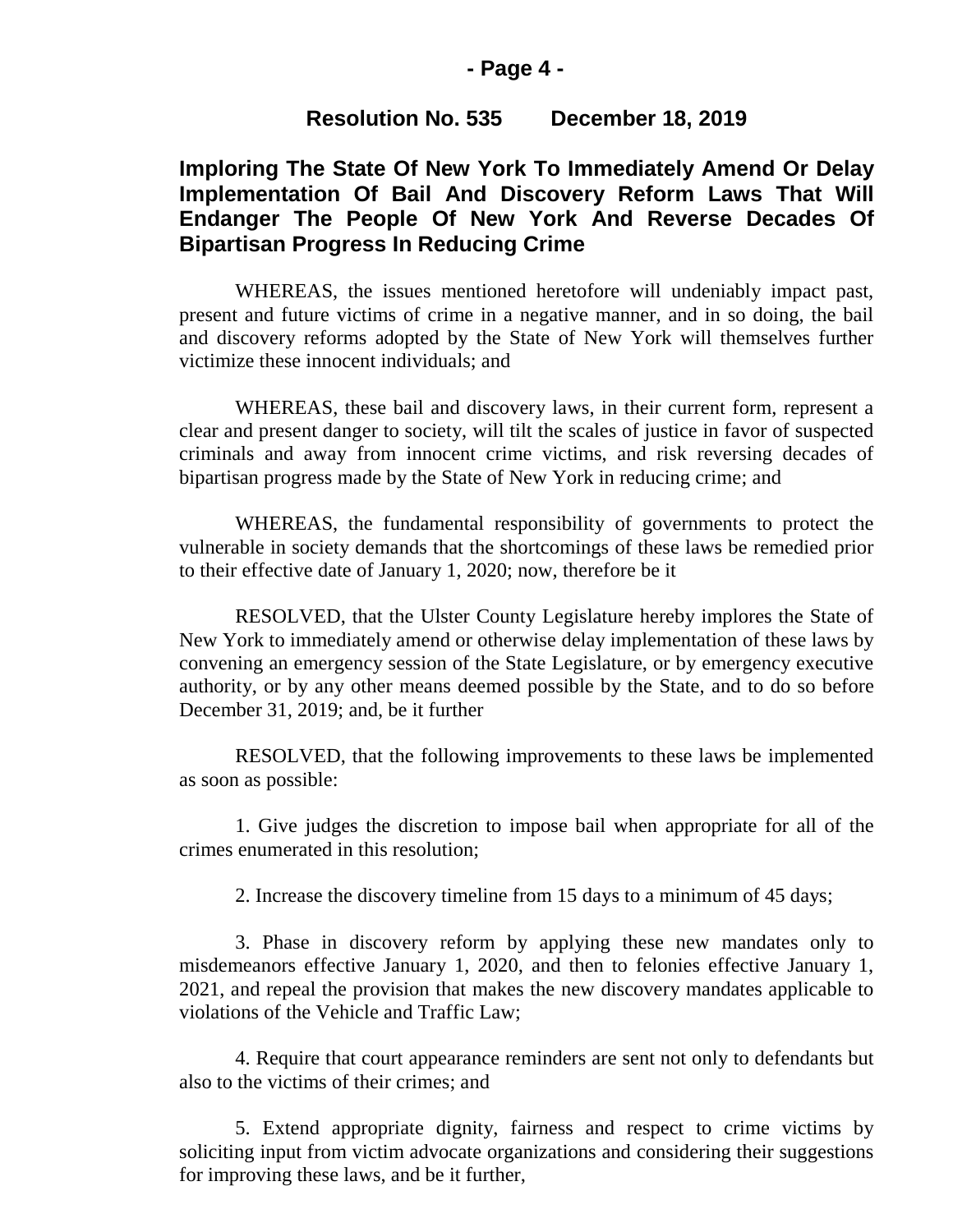**Resolution No. 535 December 18, 2019**

## Imploring The State Of New York To Immediately Amend Or Delay Implementation Of Bail And Discovery Reform Laws That Will Endanger The People Of New York And Reverse Decades Of Bipartisan Progress In Reducing Crime

WHEREAS, the issues mentioned heretofore will undeniably impact past, present and future victims of crime in a negative manner, and in so doing, the bail and discovery reforms adopted by the State of New York will themselves further victimize these innocent individuals; and

WHEREAS, these bail and discovery laws, in their current form, represent a clear and present danger to society, will tilt the scales of justice in favor of suspected criminals and away from innocent crime victims, and risk reversing decades of bipartisan progress made by the State of New York in reducing crime; and

WHEREAS, the fundamental responsibility of governments to protect the vulnerable in society demands that the shortcomings of these laws be remedied prior to their effective date of January 1, 2020; now, therefore be it

RESOLVED, that the Ulster County Legislature hereby implores the State of New York to immediately amend or otherwise delay implementation of these laws by convening an emergency session of the State Legislature, or by emergency executive authority, or by any other means deemed possible by the State, and to do so before December 31, 2019; and, be it further

RESOLVED, that the following improvements to these laws be implemented as soon as possible:

1. Give judges the discretion to impose bail when appropriate for all of the crimes enumerated in this resolution;

2. Increase the discovery timeline from 15 days to a minimum of 45 days;

3. Phase in discovery reform by applying these new mandates only to misdemeanors effective January 1, 2020, and then to felonies effective January 1, 2021, and repeal the provision that makes the new discovery mandates applicable to violations of the Vehicle and Traffic Law;

4. Require that court appearance reminders are sent not only to defendants but also to the victims of their crimes; and

5. Extend appropriate dignity, fairness and respect to crime victims by soliciting input from victim advocate organizations and considering their suggestions for improving these laws, and be it further,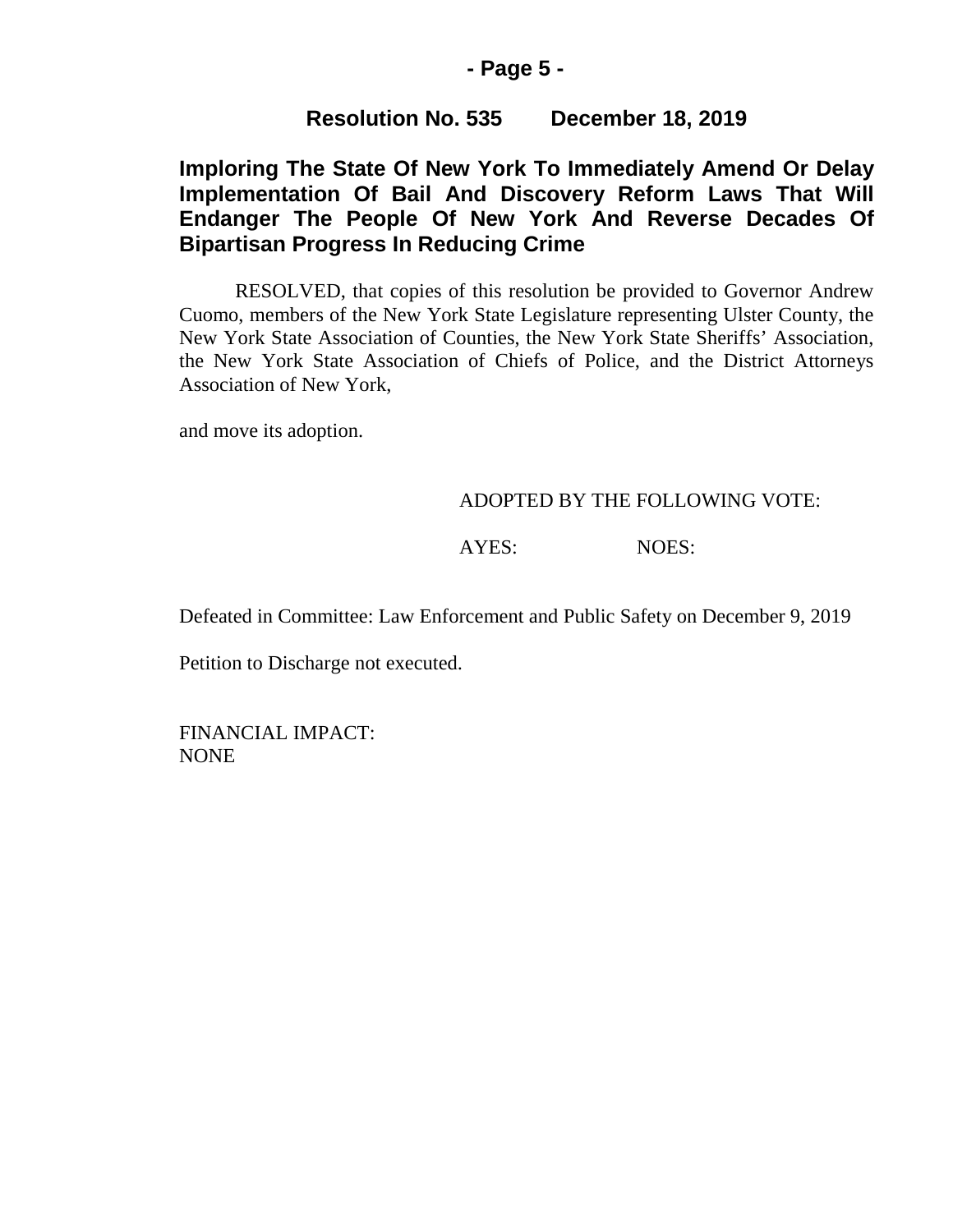**Resolution No. 535 December 18, 2019**

## Imploring The State Of New York To Immediately Amend Or Delay Implementation Of Bail And Discovery Reform Laws That Will Endanger The People Of New York And Reverse Decades Of Bipartisan Progress In Reducing Crime

RESOLVED, that copies of this resolution be provided to Governor Andrew Cuomo, members of the New York State Legislature representing Ulster County, the New York State Association of Counties, the New York State Sheriffs' Association, the New York State Association of Chiefs of Police, and the District Attorneys Association of New York,

and move its adoption.

ADOPTED BY THE FOLLOWING VOTE:

AYES: NOES:

Defeated in Committee: Law Enforcement and Public Safety on December 9, 2019

Petition to Discharge not executed.

FINANCIAL IMPACT:
NONE